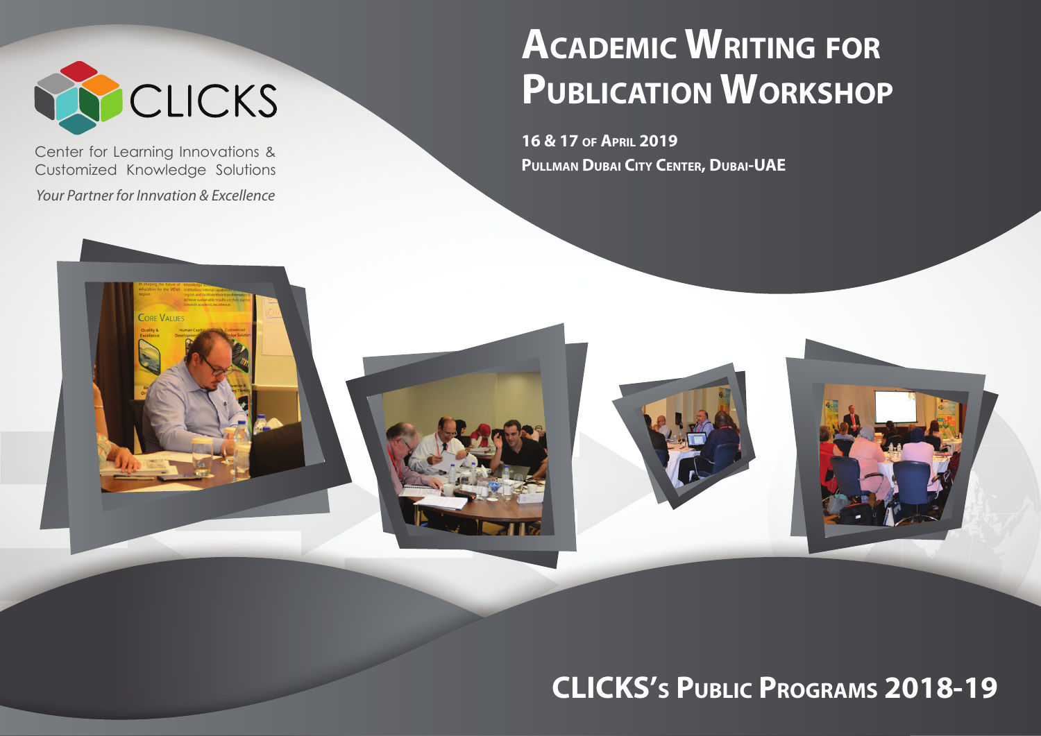CLICKS

Center for Learning Innovations & Customized Knowledge Solutions

*Your Partner for Innvation & Excellence*

# Academic Writing for Publication Workshop

**16 & 17 of April 2019**

**Pullman Dubai City Center, Dubai-UAE**

## CLICKS's Public Programs 2018-19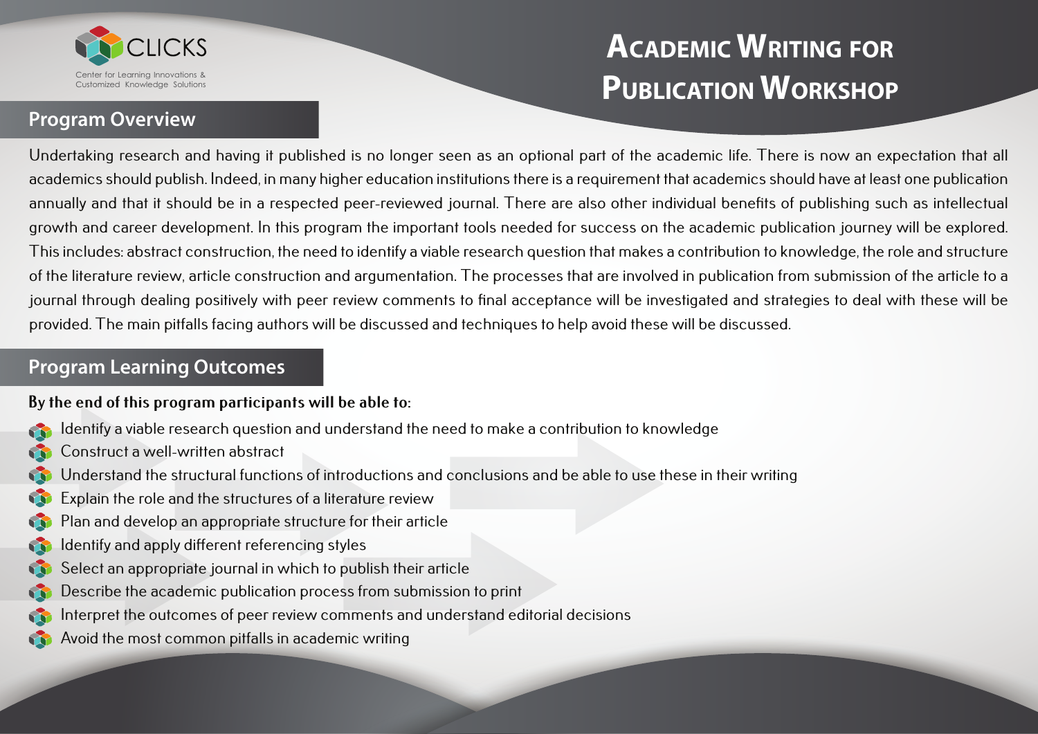CLICKS

Center for Learning Innovations & Customized Knowledge Solutions

# Academic Writing for Publication Workshop

## Program Overview

Undertaking research and having it published is no longer seen as an optional part of the academic life. There is now an expectation that all academics should publish. Indeed, in many higher education institutions there is a requirement that academics should have at least one publication annually and that it should be in a respected peer-reviewed journal. There are also other individual benefits of publishing such as intellectual growth and career development. In this program the important tools needed for success on the academic publication journey will be explored. This includes: abstract construction, the need to identify a viable research question that makes a contribution to knowledge, the role and structure of the literature review, article construction and argumentation. The processes that are involved in publication from submission of the article to a journal through dealing positively with peer review comments to final acceptance will be investigated and strategies to deal with these will be provided. The main pitfalls facing authors will be discussed and techniques to help avoid these will be discussed.

## Program Learning Outcomes

**By the end of this program participants will be able to:**

- Identify a viable research question and understand the need to make a contribution to knowledge
- Construct a well-written abstract
- Understand the structural functions of introductions and conclusions and be able to use these in their writing
- Explain the role and the structures of a literature review
- Plan and develop an appropriate structure for their article
- Identify and apply different referencing styles
- Select an appropriate journal in which to publish their article
- Describe the academic publication process from submission to print
- Interpret the outcomes of peer review comments and understand editorial decisions
- Avoid the most common pitfalls in academic writing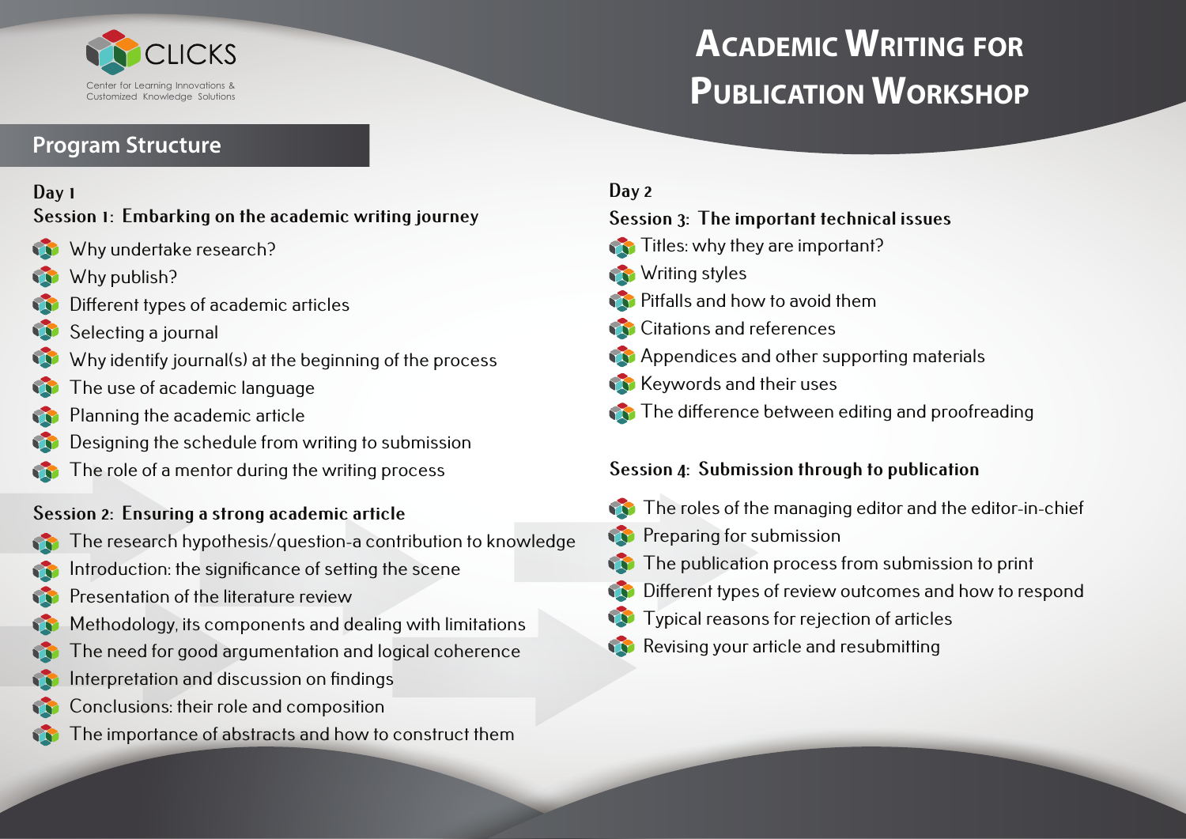CLICKS

Center for Learning Innovations & Customized Knowledge Solutions

# Academic Writing for Publication Workshop

## Program Structure

### Day 1

#### Session 1: Embarking on the academic writing journey

- Why undertake research?
- Why publish?
- Different types of academic articles
- Selecting a journal
- Why identify journal(s) at the beginning of the process
- The use of academic language
- Planning the academic article
- Designing the schedule from writing to submission
- The role of a mentor during the writing process

#### Session 2: Ensuring a strong academic article

- The research hypothesis/question-a contribution to knowledge
- Introduction: the significance of setting the scene
- Presentation of the literature review
- Methodology, its components and dealing with limitations
- The need for good argumentation and logical coherence
- Interpretation and discussion on findings
- Conclusions: their role and composition
- The importance of abstracts and how to construct them

### Day 2

#### Session 3: The important technical issues

- Titles: why they are important?
- Writing styles
- Pitfalls and how to avoid them
- Citations and references
- Appendices and other supporting materials
- Keywords and their uses
- The difference between editing and proofreading

#### Session 4: Submission through to publication

- The roles of the managing editor and the editor-in-chief
- Preparing for submission
- The publication process from submission to print
- Different types of review outcomes and how to respond
- Typical reasons for rejection of articles
- Revising your article and resubmitting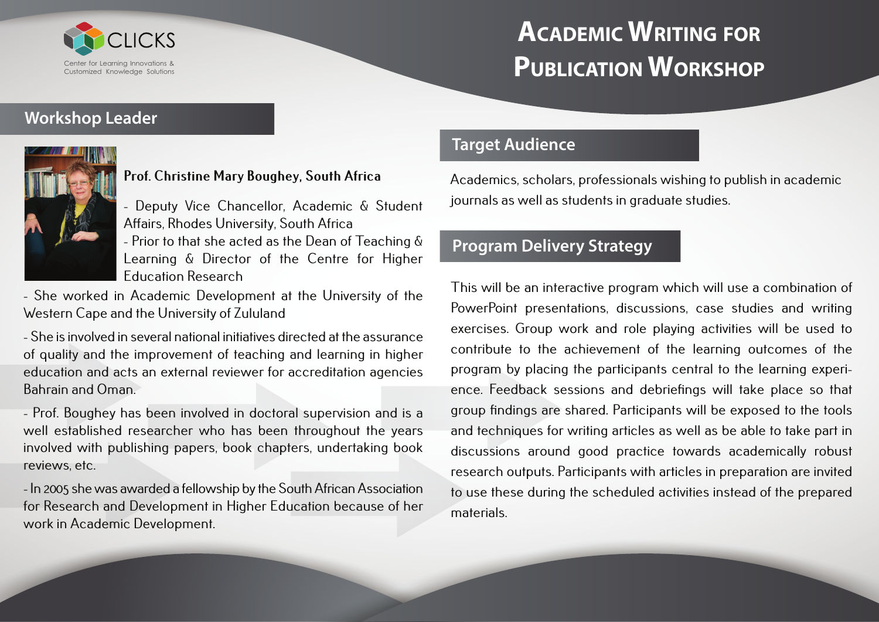CLICKS

Center for Learning Innovations & Customized Knowledge Solutions

# Academic Writing for Publication Workshop

## Workshop Leader

**Prof. Christine Mary Boughey, South Africa**

- Deputy Vice Chancellor, Academic & Student Affairs, Rhodes University, South Africa
- Prior to that she acted as the Dean of Teaching & Learning & Director of the Centre for Higher Education Research
- She worked in Academic Development at the University of the Western Cape and the University of Zululand
- She is involved in several national initiatives directed at the assurance of quality and the improvement of teaching and learning in higher education and acts an external reviewer for accreditation agencies Bahrain and Oman.
- Prof. Boughey has been involved in doctoral supervision and is a well established researcher who has been throughout the years involved with publishing papers, book chapters, undertaking book reviews, etc.
- In 2005 she was awarded a fellowship by the South African Association for Research and Development in Higher Education because of her work in Academic Development.

## Target Audience

Academics, scholars, professionals wishing to publish in academic journals as well as students in graduate studies.

## Program Delivery Strategy

This will be an interactive program which will use a combination of PowerPoint presentations, discussions, case studies and writing exercises. Group work and role playing activities will be used to contribute to the achievement of the learning outcomes of the program by placing the participants central to the learning experience. Feedback sessions and debriefings will take place so that group findings are shared. Participants will be exposed to the tools and techniques for writing articles as well as be able to take part in discussions around good practice towards academically robust research outputs. Participants with articles in preparation are invited to use these during the scheduled activities instead of the prepared materials.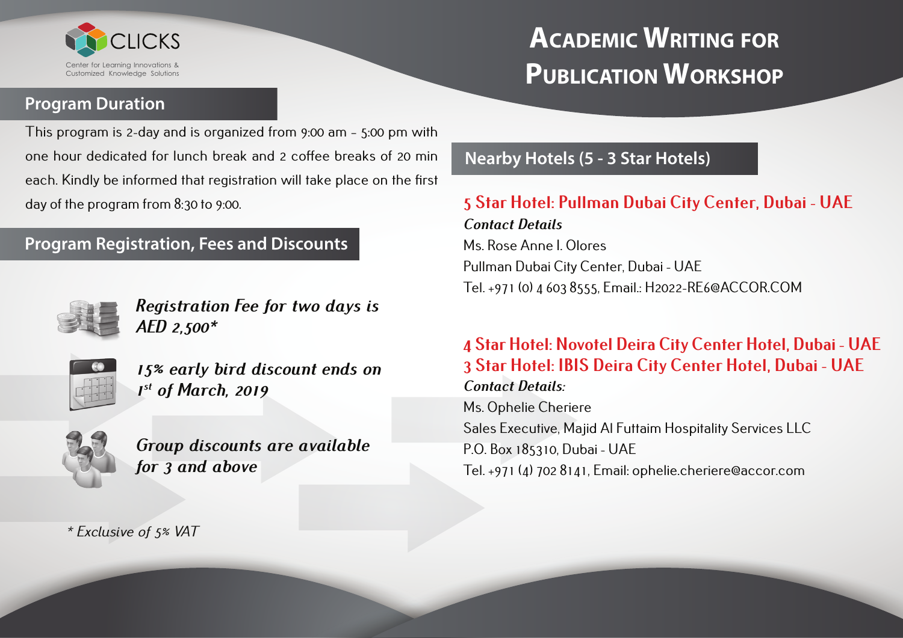CLICKS

Center for Learning Innovations & Customized Knowledge Solutions

# Academic Writing for Publication Workshop

## Program Duration

This program is 2-day and is organized from 9:00 am – 5:00 pm with one hour dedicated for lunch break and 2 coffee breaks of 20 min each. Kindly be informed that registration will take place on the first day of the program from 8:30 to 9:00.

## Program Registration, Fees and Discounts

*Registration Fee for two days is AED 2,500**

*15% early bird discount ends on 1st of March, 2019*

*Group discounts are available for 3 and above*

** Exclusive of 5% VAT*

## Nearby Hotels (5 - 3 Star Hotels)

### 5 Star Hotel: Pullman Dubai City Center, Dubai - UAE

*Contact Details*

Ms. Rose Anne I. Olores

Pullman Dubai City Center, Dubai - UAE

Tel. +971 (0) 4 603 8555, Email.: H2022-RE6@ACCOR.COM

### 4 Star Hotel: Novotel Deira City Center Hotel, Dubai - UAE

### 3 Star Hotel: IBIS Deira City Center Hotel, Dubai - UAE

*Contact Details:*

Ms. Ophelie Cheriere

Sales Executive, Majid Al Futtaim Hospitality Services LLC

P.O. Box 185310, Dubai - UAE

Tel. +971 (4) 702 8141, Email: ophelie.cheriere@accor.com